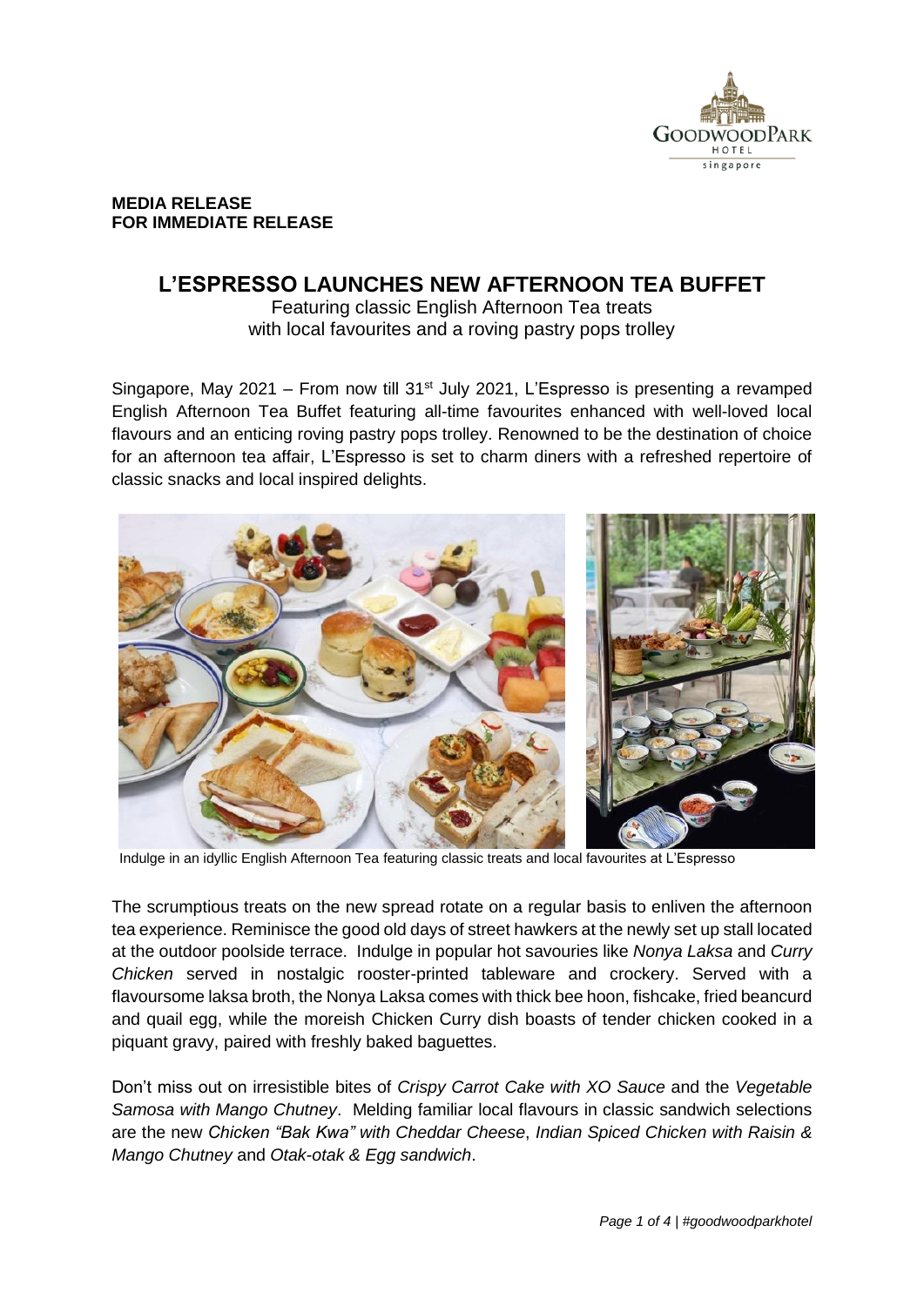**MEDIA RELEASE**
**FOR IMMEDIATE RELEASE**

# L'ESPRESSO LAUNCHES NEW AFTERNOON TEA BUFFET

Featuring classic English Afternoon Tea treats
with local favourites and a roving pastry pops trolley

Singapore, May 2021 – From now till 31st July 2021, L'Espresso is presenting a revamped English Afternoon Tea Buffet featuring all-time favourites enhanced with well-loved local flavours and an enticing roving pastry pops trolley. Renowned to be the destination of choice for an afternoon tea affair, L'Espresso is set to charm diners with a refreshed repertoire of classic snacks and local inspired delights.

Indulge in an idyllic English Afternoon Tea featuring classic treats and local favourites at L'Espresso

The scrumptious treats on the new spread rotate on a regular basis to enliven the afternoon tea experience. Reminisce the good old days of street hawkers at the newly set up stall located at the outdoor poolside terrace. Indulge in popular hot savouries like *Nonya Laksa* and *Curry Chicken* served in nostalgic rooster-printed tableware and crockery. Served with a flavoursome laksa broth, the Nonya Laksa comes with thick bee hoon, fishcake, fried beancurd and quail egg, while the moreish Chicken Curry dish boasts of tender chicken cooked in a piquant gravy, paired with freshly baked baguettes.

Don't miss out on irresistible bites of *Crispy Carrot Cake with XO Sauce* and the *Vegetable Samosa with Mango Chutney*. Melding familiar local flavours in classic sandwich selections are the new *Chicken "Bak Kwa" with Cheddar Cheese*, *Indian Spiced Chicken with Raisin & Mango Chutney* and *Otak-otak & Egg sandwich*.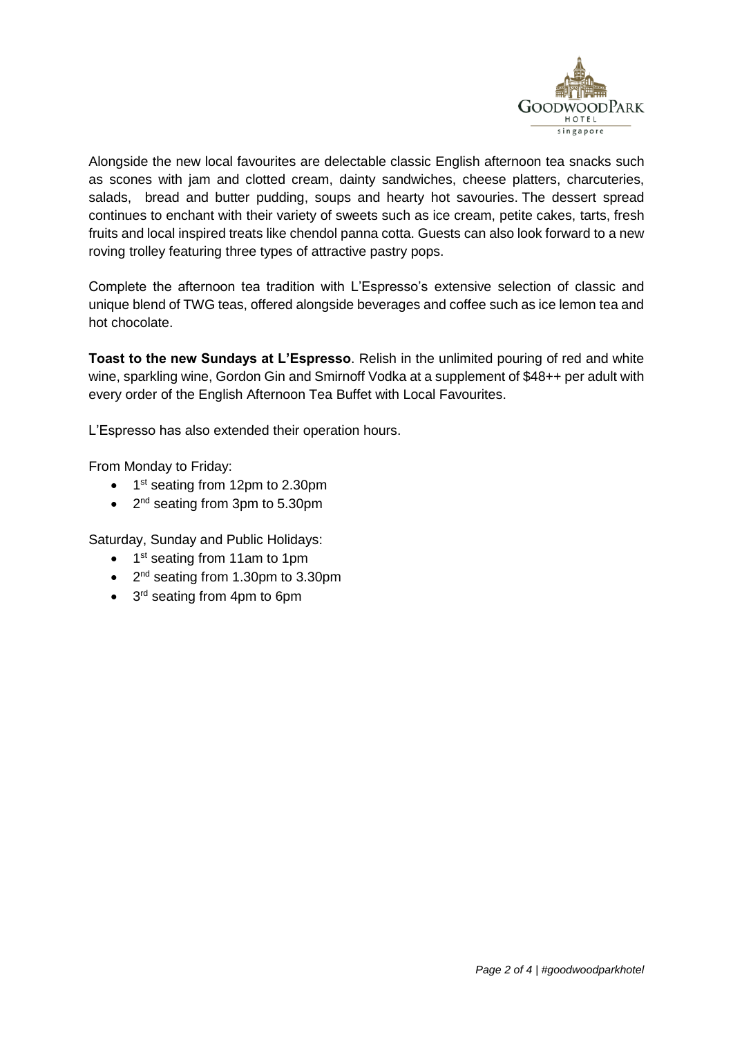Alongside the new local favourites are delectable classic English afternoon tea snacks such as scones with jam and clotted cream, dainty sandwiches, cheese platters, charcuteries, salads, bread and butter pudding, soups and hearty hot savouries. The dessert spread continues to enchant with their variety of sweets such as ice cream, petite cakes, tarts, fresh fruits and local inspired treats like chendol panna cotta. Guests can also look forward to a new roving trolley featuring three types of attractive pastry pops.

Complete the afternoon tea tradition with L'Espresso's extensive selection of classic and unique blend of TWG teas, offered alongside beverages and coffee such as ice lemon tea and hot chocolate.

**Toast to the new Sundays at L'Espresso**. Relish in the unlimited pouring of red and white wine, sparkling wine, Gordon Gin and Smirnoff Vodka at a supplement of $48++ per adult with every order of the English Afternoon Tea Buffet with Local Favourites.

L'Espresso has also extended their operation hours.

From Monday to Friday:

- 1st seating from 12pm to 2.30pm
- 2nd seating from 3pm to 5.30pm

Saturday, Sunday and Public Holidays:

- 1st seating from 11am to 1pm
- 2nd seating from 1.30pm to 3.30pm
- 3rd seating from 4pm to 6pm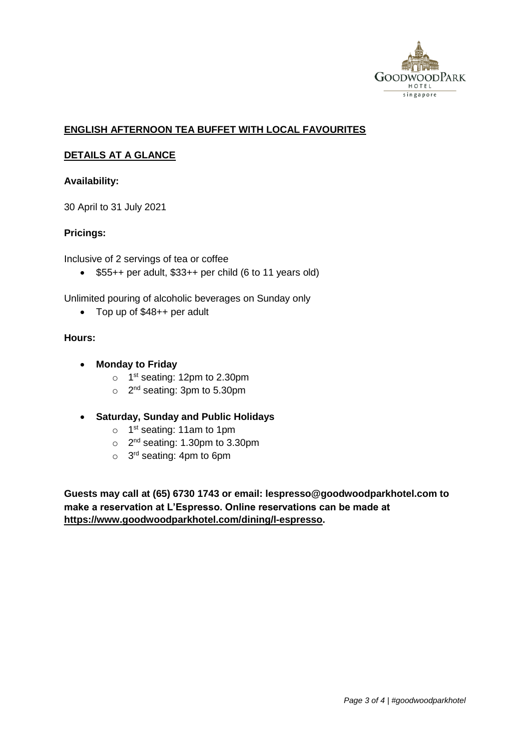## **ENGLISH AFTERNOON TEA BUFFET WITH LOCAL FAVOURITES**

## **DETAILS AT A GLANCE**

**Availability:**

30 April to 31 July 2021

**Pricings:**

Inclusive of 2 servings of tea or coffee

- $55++ per adult, $33++ per child (6 to 11 years old)

Unlimited pouring of alcoholic beverages on Sunday only

- Top up of $48++ per adult

**Hours:**

- **Monday to Friday**
  - 1st seating: 12pm to 2.30pm
  - 2nd seating: 3pm to 5.30pm
- **Saturday, Sunday and Public Holidays**
  - 1st seating: 11am to 1pm
  - 2nd seating: 1.30pm to 3.30pm
  - 3rd seating: 4pm to 6pm

**Guests may call at (65) 6730 1743 or email: lespresso@goodwoodparkhotel.com to make a reservation at L'Espresso. Online reservations can be made at https://www.goodwoodparkhotel.com/dining/l-espresso.**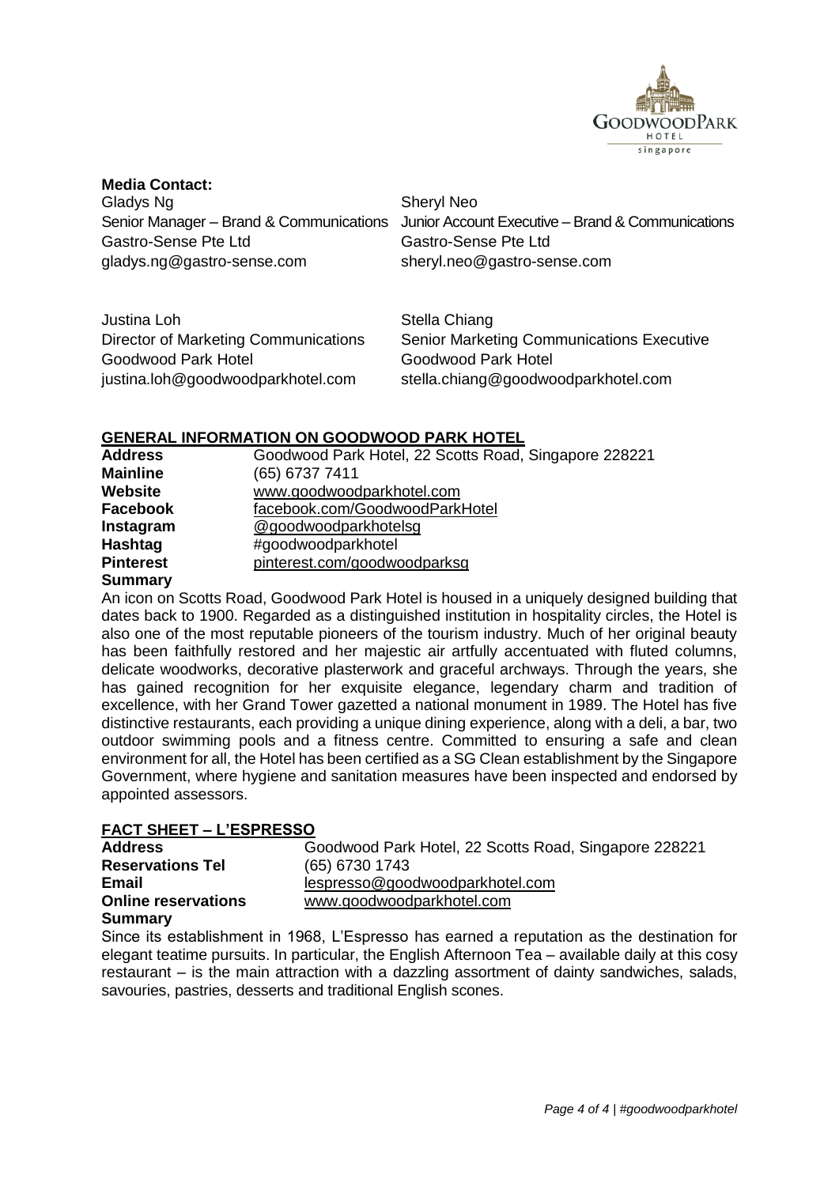**Media Contact:**

Gladys Ng
Senior Manager – Brand & Communications
Gastro-Sense Pte Ltd
gladys.ng@gastro-sense.com

Sheryl Neo
Junior Account Executive – Brand & Communications
Gastro-Sense Pte Ltd
sheryl.neo@gastro-sense.com

Justina Loh
Director of Marketing Communications
Goodwood Park Hotel
justina.loh@goodwoodparkhotel.com

Stella Chiang
Senior Marketing Communications Executive
Goodwood Park Hotel
stella.chiang@goodwoodparkhotel.com

## GENERAL INFORMATION ON GOODWOOD PARK HOTEL

| | |
|---|---|
| **Address** | Goodwood Park Hotel, 22 Scotts Road, Singapore 228221 |
| **Mainline** | (65) 6737 7411 |
| **Website** | www.goodwoodparkhotel.com |
| **Facebook** | facebook.com/GoodwoodParkHotel |
| **Instagram** | @goodwoodparkhotelsg |
| **Hashtag** | #goodwoodparkhotel |
| **Pinterest** | pinterest.com/goodwoodparksg |

**Summary**

An icon on Scotts Road, Goodwood Park Hotel is housed in a uniquely designed building that dates back to 1900. Regarded as a distinguished institution in hospitality circles, the Hotel is also one of the most reputable pioneers of the tourism industry. Much of her original beauty has been faithfully restored and her majestic air artfully accentuated with fluted columns, delicate woodworks, decorative plasterwork and graceful archways. Through the years, she has gained recognition for her exquisite elegance, legendary charm and tradition of excellence, with her Grand Tower gazetted a national monument in 1989. The Hotel has five distinctive restaurants, each providing a unique dining experience, along with a deli, a bar, two outdoor swimming pools and a fitness centre. Committed to ensuring a safe and clean environment for all, the Hotel has been certified as a SG Clean establishment by the Singapore Government, where hygiene and sanitation measures have been inspected and endorsed by appointed assessors.

## FACT SHEET – L'ESPRESSO

| | |
|---|---|
| **Address** | Goodwood Park Hotel, 22 Scotts Road, Singapore 228221 |
| **Reservations Tel** | (65) 6730 1743 |
| **Email** | lespresso@goodwoodparkhotel.com |
| **Online reservations** | www.goodwoodparkhotel.com |

**Summary**

Since its establishment in 1968, L'Espresso has earned a reputation as the destination for elegant teatime pursuits. In particular, the English Afternoon Tea – available daily at this cosy restaurant – is the main attraction with a dazzling assortment of dainty sandwiches, salads, savouries, pastries, desserts and traditional English scones.